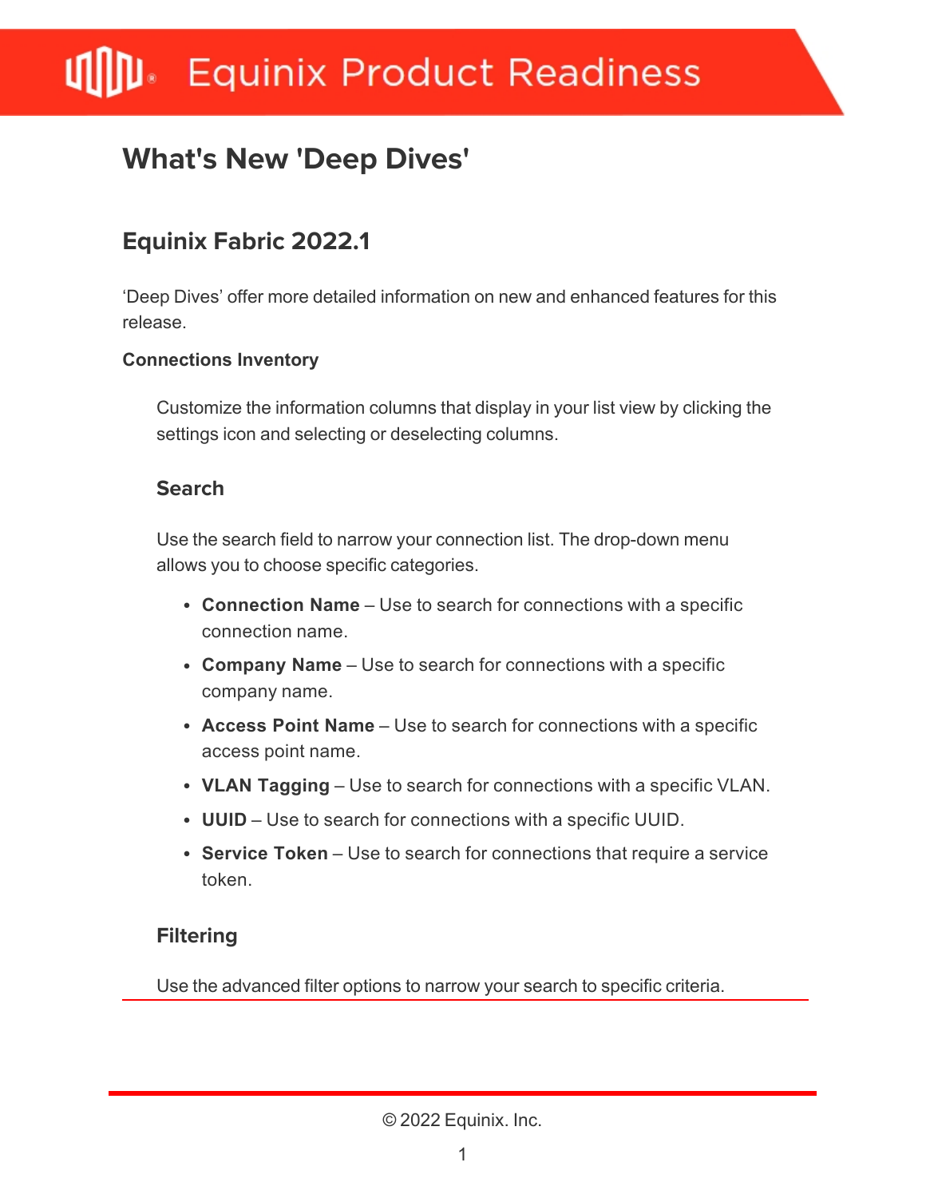# What's New 'Deep Dives'

## Equinix Fabric 2022.1

‘Deep Dives’ offer more detailed information on new and enhanced features for this release.

**Connections Inventory**

Customize the information columns that display in your list view by clicking the settings icon and selecting or deselecting columns.

### Search

Use the search field to narrow your connection list. The drop-down menu allows you to choose specific categories.

- **Connection Name** – Use to search for connections with a specific connection name.
- **Company Name** – Use to search for connections with a specific company name.
- **Access Point Name** – Use to search for connections with a specific access point name.
- **VLAN Tagging** – Use to search for connections with a specific VLAN.
- **UUID** – Use to search for connections with a specific UUID.
- **Service Token** – Use to search for connections that require a service token.

### Filtering

Use the advanced filter options to narrow your search to specific criteria.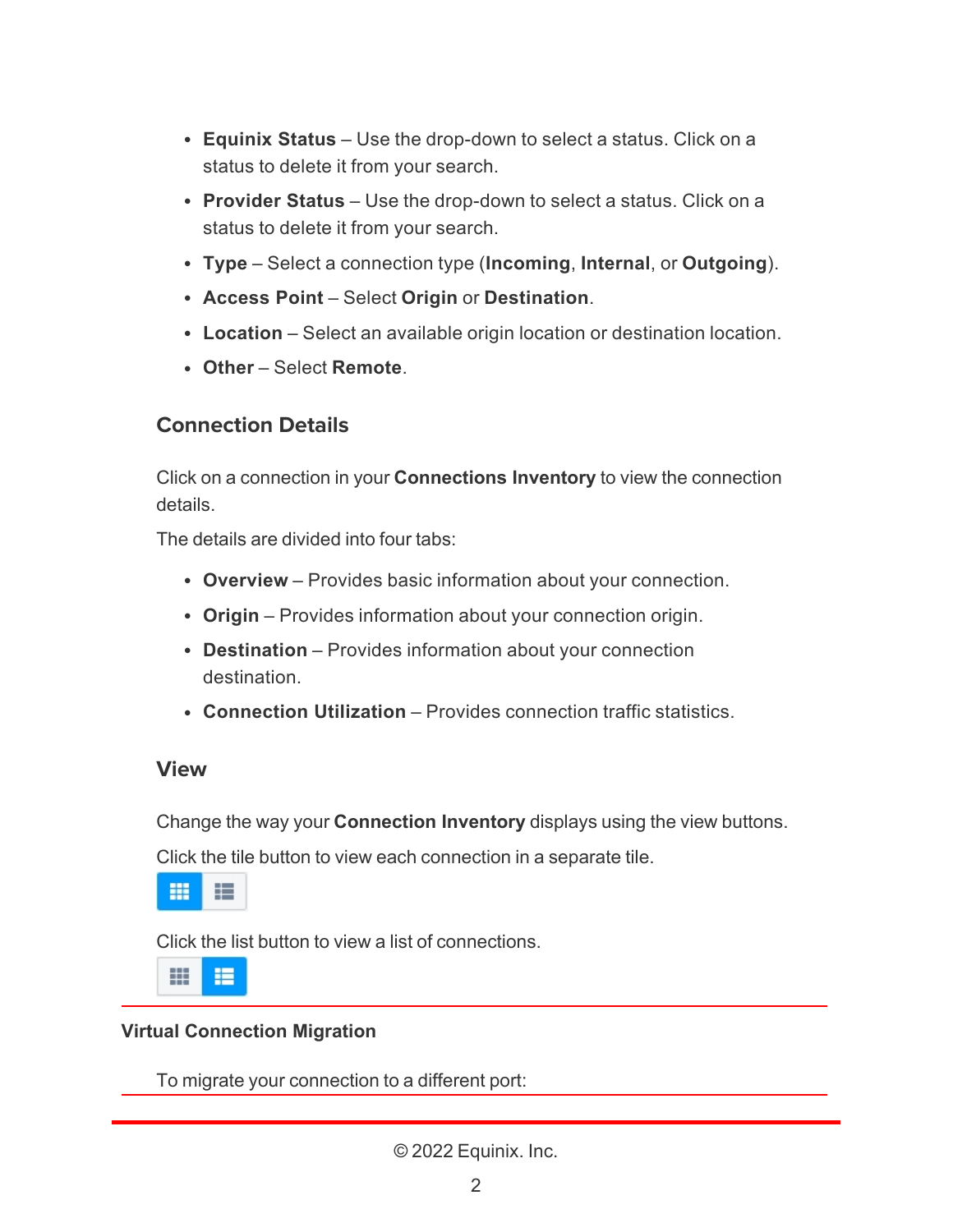- **Equinix Status** – Use the drop-down to select a status. Click on a status to delete it from your search.
- **Provider Status** – Use the drop-down to select a status. Click on a status to delete it from your search.
- **Type** – Select a connection type (**Incoming**, **Internal**, or **Outgoing**).
- **Access Point** – Select **Origin** or **Destination**.
- **Location** – Select an available origin location or destination location.
- **Other** – Select **Remote**.

### Connection Details

Click on a connection in your **Connections Inventory** to view the connection details.

The details are divided into four tabs:

- **Overview** – Provides basic information about your connection.
- **Origin** – Provides information about your connection origin.
- **Destination** – Provides information about your connection destination.
- **Connection Utilization** – Provides connection traffic statistics.

### View

Change the way your **Connection Inventory** displays using the view buttons.

Click the tile button to view each connection in a separate tile.

Click the list button to view a list of connections.

**Virtual Connection Migration**

To migrate your connection to a different port: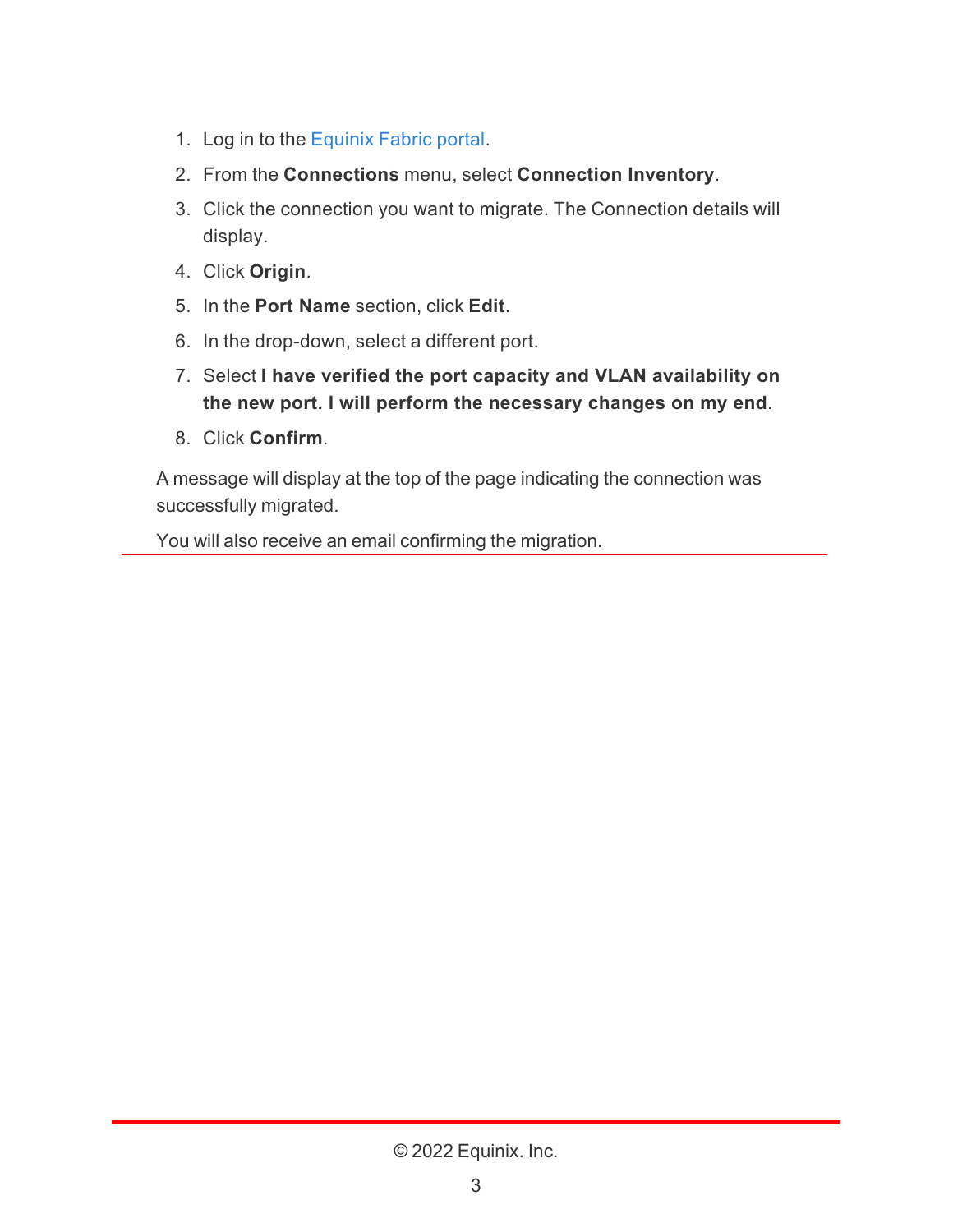1. Log in to the Equinix Fabric portal.
2. From the **Connections** menu, select **Connection Inventory**.
3. Click the connection you want to migrate. The Connection details will display.
4. Click **Origin**.
5. In the **Port Name** section, click **Edit**.
6. In the drop-down, select a different port.
7. Select **I have verified the port capacity and VLAN availability on the new port. I will perform the necessary changes on my end**.
8. Click **Confirm**.

A message will display at the top of the page indicating the connection was successfully migrated.

You will also receive an email confirming the migration.

© 2022 Equinix. Inc.